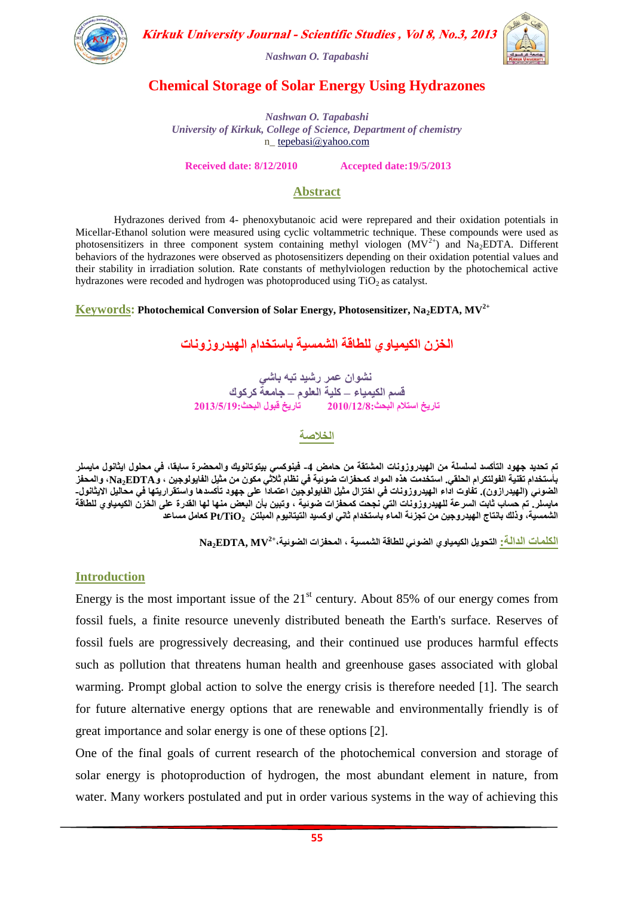# Chemical Storage of Solar Energy Using Hydrazones

*Nashwan O. Tapabashi*
*University of Kirkuk, College of Science, Department of chemistry*
n_ tepebasi@yahoo.com

**Received date: 8/12/2010** **Accepted date:19/5/2013**

## Abstract

Hydrazones derived from 4- phenoxybutanoic acid were reprepared and their oxidation potentials in Micellar-Ethanol solution were measured using cyclic voltammetric technique. These compounds were used as photosensitizers in three component system containing methyl viologen ($MV^{2+}$) and $Na_2EDTA$. Different behaviors of the hydrazones were observed as photosensitizers depending on their oxidation potential values and their stability in irradiation solution. Rate constants of methylviologen reduction by the photochemical active hydrazones were recoded and hydrogen was photoproduced using $TiO_2$ as catalyst.

**Keywords: Photochemical Conversion of Solar Energy, Photosensitizer, $Na_2EDTA$, $MV^{2+}$**

# الخزن الكيمياوي للطاقة الشمسية باستخدام الهيدروزونات

نشوان عمر رشيد تبه باشي
قسم الكيمياء – كلية العلوم – جامعة كركوك
تاريخ استلام البحث:2010/12/8 تاريخ قبول البحث:2013/5/19

## الخلاصة

تم تحديد جهود التأكسد لسلسلة من الهيدروزونات المشتقة من حامض 4- فينوكسي بيتوتانويك والمحضرة سابقا، في محلول ايثانول مايسلر بأستخدام تقنية الفولتكرام الحلقي. استخدمت هذه المواد كمحفزات ضوئية في نظام ثلاثي مكون من مثيل الفايولوجين ، و $Na_2EDTA$، والمحفز الضوئي (الهيدرازون). تفاوت اداء الهيدروزونات في اختزال مثيل الفايولوجين اعتمادا على جهود تأكسدها واستقراريتها في محاليل الايثانول- مايسلر. تم حساب ثابت السرعة للهيدروزونات التي نجحت كمحفزات ضوئية ، وتبين بأن البعض منها لها القدرة على الخزن الكيمياوي للطاقة الشمسية، وذلك بانتاج الهيدروجين من تجزئة الماء باستخدام ثاني اوكسيد التيتانيوم المبلتن $Pt/TiO_2$ كعامل مساعد

**الكلمات الدالة:** التحول الكيمياوي الضوئي للطاقة الشمسية ، المحفزات الضوئية، $Na_2EDTA, MV^{2+}$

## Introduction

Energy is the most important issue of the 21st century. About 85% of our energy comes from fossil fuels, a finite resource unevenly distributed beneath the Earth's surface. Reserves of fossil fuels are progressively decreasing, and their continued use produces harmful effects such as pollution that threatens human health and greenhouse gases associated with global warming. Prompt global action to solve the energy crisis is therefore needed [1]. The search for future alternative energy options that are renewable and environmentally friendly is of great importance and solar energy is one of these options [2].

One of the final goals of current research of the photochemical conversion and storage of solar energy is photoproduction of hydrogen, the most abundant element in nature, from water. Many workers postulated and put in order various systems in the way of achieving this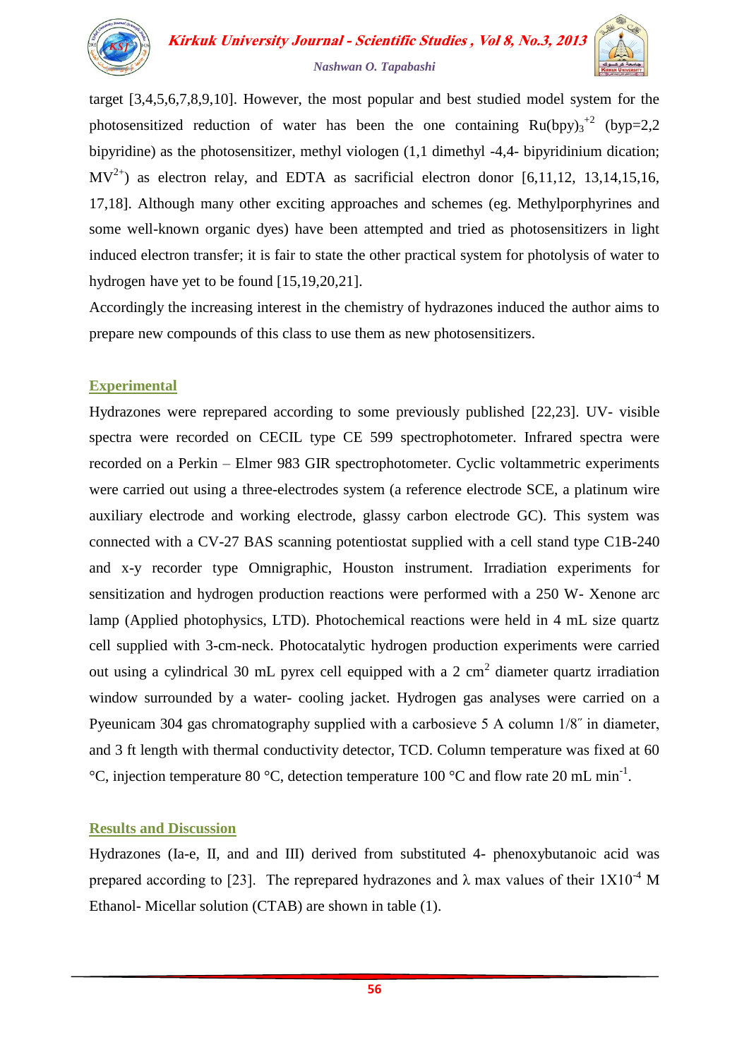target [3,4,5,6,7,8,9,10]. However, the most popular and best studied model system for the photosensitized reduction of water has been the one containing $Ru(bpy)_3^{+2}$ (byp=2,2 bipyridine) as the photosensitizer, methyl viologen (1,1 dimethyl -4,4- bipyridinium dication; $MV^{2+}$) as electron relay, and EDTA as sacrificial electron donor [6,11,12, 13,14,15,16, 17,18]. Although many other exciting approaches and schemes (eg. Methylporphyrines and some well-known organic dyes) have been attempted and tried as photosensitizers in light induced electron transfer; it is fair to state the other practical system for photolysis of water to hydrogen have yet to be found [15,19,20,21].

Accordingly the increasing interest in the chemistry of hydrazones induced the author aims to prepare new compounds of this class to use them as new photosensitizers.

## Experimental

Hydrazones were reprepared according to some previously published [22,23]. UV- visible spectra were recorded on CECIL type CE 599 spectrophotometer. Infrared spectra were recorded on a Perkin – Elmer 983 GIR spectrophotometer. Cyclic voltammetric experiments were carried out using a three-electrodes system (a reference electrode SCE, a platinum wire auxiliary electrode and working electrode, glassy carbon electrode GC). This system was connected with a CV-27 BAS scanning potentiostat supplied with a cell stand type C1B-240 and x-y recorder type Omnigraphic, Houston instrument. Irradiation experiments for sensitization and hydrogen production reactions were performed with a 250 W- Xenone arc lamp (Applied photophysics, LTD). Photochemical reactions were held in 4 mL size quartz cell supplied with 3-cm-neck. Photocatalytic hydrogen production experiments were carried out using a cylindrical 30 mL pyrex cell equipped with a 2 $cm^2$ diameter quartz irradiation window surrounded by a water- cooling jacket. Hydrogen gas analyses were carried on a Pyeunicam 304 gas chromatography supplied with a carbosieve 5 A column 1/8″ in diameter, and 3 ft length with thermal conductivity detector, TCD. Column temperature was fixed at 60 °C, injection temperature 80 °C, detection temperature 100 °C and flow rate 20 mL $min^{-1}$.

## Results and Discussion

Hydrazones (Ia-e, II, and and III) derived from substituted 4- phenoxybutanoic acid was prepared according to [23]. The reprepared hydrazones and λ max values of their $1X10^{-4}$ M Ethanol- Micellar solution (CTAB) are shown in table (1).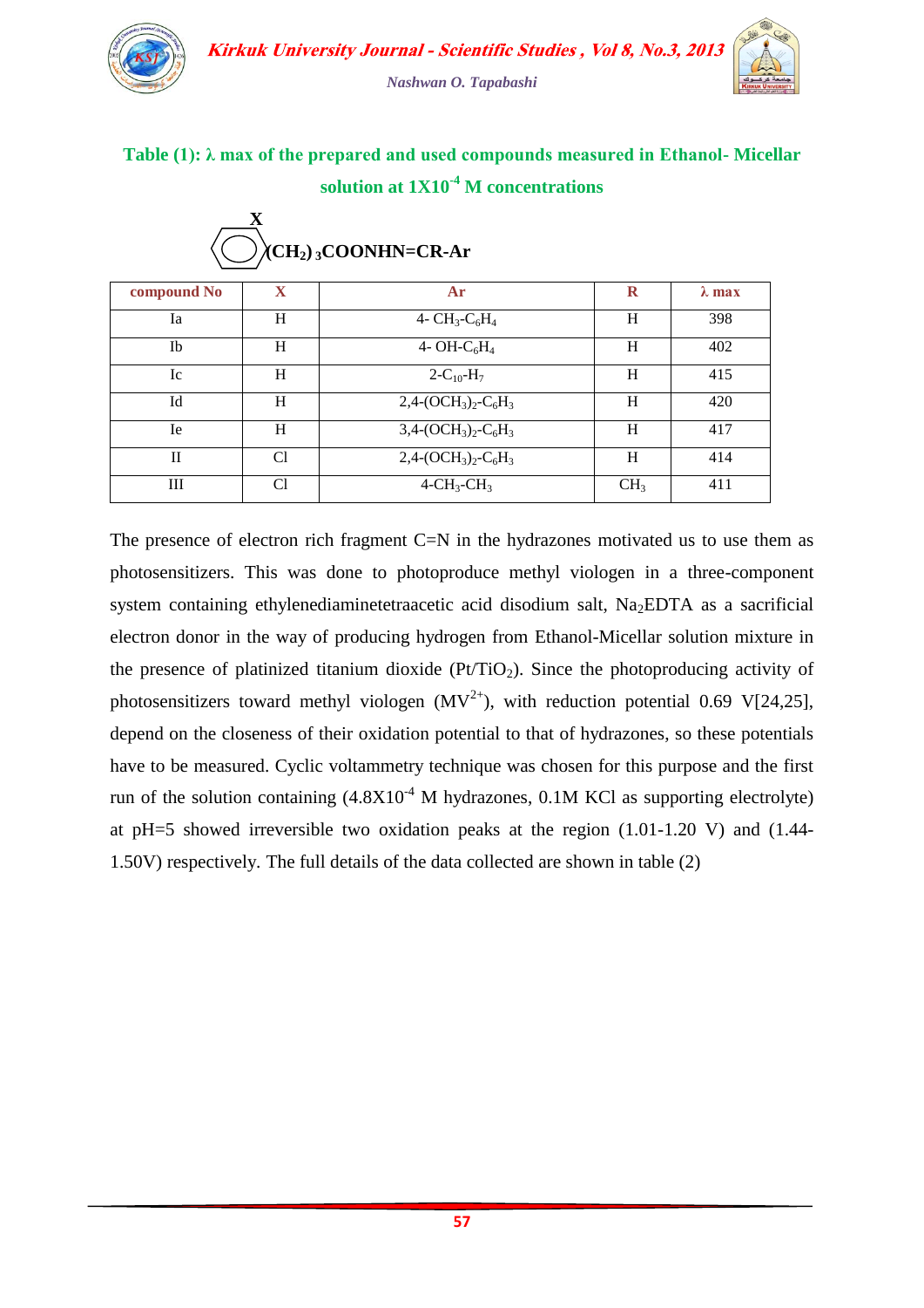**Table (1): λ max of the prepared and used compounds measured in Ethanol- Micellar solution at $1X10^{-4}$ M concentrations**

X-$C_6H_4$-$(CH_2)_3COONHN=CR-Ar$

| compound No | X | Ar | R | λ max |
|---|---|---|---|---|
| Ia | H | 4- $CH_3$-$C_6H_4$ | H | 398 |
| Ib | H | 4- OH-$C_6H_4$ | H | 402 |
| Ic | H | 2-$C_{10}$-$H_7$ | H | 415 |
| Id | H | 2,4-$(OCH_3)_2$-$C_6H_3$ | H | 420 |
| Ie | H | 3,4-$(OCH_3)_2$-$C_6H_3$ | H | 417 |
| II | Cl | 2,4-$(OCH_3)_2$-$C_6H_3$ | H | 414 |
| III | Cl | 4-$CH_3$-$CH_3$ | $CH_3$ | 411 |

The presence of electron rich fragment C=N in the hydrazones motivated us to use them as photosensitizers. This was done to photoproduce methyl viologen in a three-component system containing ethylenediaminetetraacetic acid disodium salt, $Na_2$EDTA as a sacrificial electron donor in the way of producing hydrogen from Ethanol-Micellar solution mixture in the presence of platinized titanium dioxide ($Pt/TiO_2$). Since the photoproducing activity of photosensitizers toward methyl viologen ($MV^{2+}$), with reduction potential 0.69 V[24,25], depend on the closeness of their oxidation potential to that of hydrazones, so these potentials have to be measured. Cyclic voltammetry technique was chosen for this purpose and the first run of the solution containing ($4.8X10^{-4}$ M hydrazones, 0.1M KCl as supporting electrolyte) at pH=5 showed irreversible two oxidation peaks at the region (1.01-1.20 V) and (1.44-1.50V) respectively. The full details of the data collected are shown in table (2)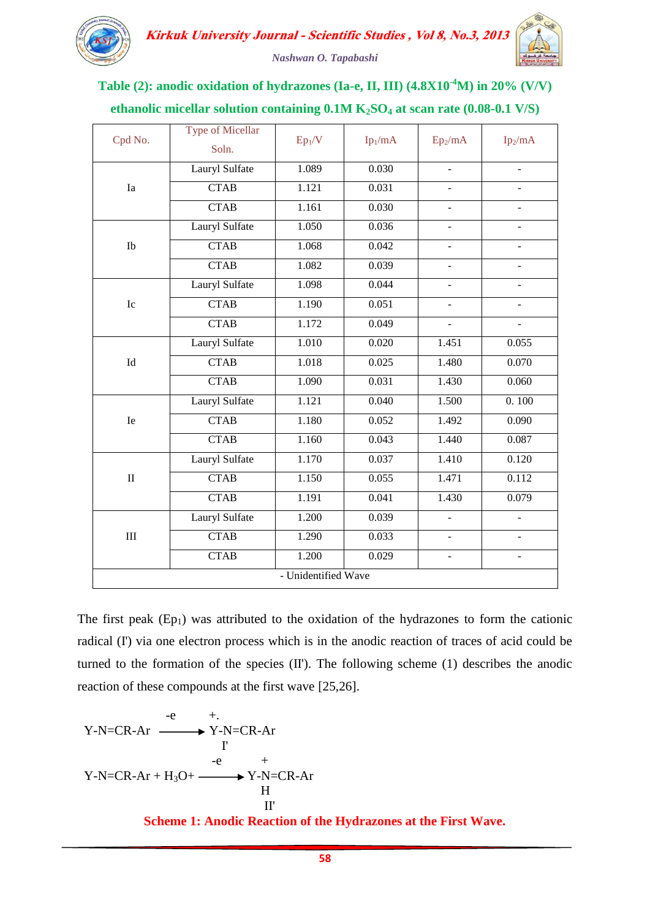**Table (2): anodic oxidation of hydrazones (Ia-e, II, III) ($4.8X10^{-4}$M) in 20% (V/V) ethanolic micellar solution containing 0.1M $K_2SO_4$ at scan rate (0.08-0.1 V/S)**

| Cpd No. | Type of Micellar Soln. | $Ep_1$/V | $Ip_1$/mA | $Ep_2$/mA | $Ip_2$/mA |
|---|---|---|---|---|---|
| Ia | Lauryl Sulfate | 1.089 | 0.030 | - | - |
| | CTAB | 1.121 | 0.031 | - | - |
| | CTAB | 1.161 | 0.030 | - | - |
| Ib | Lauryl Sulfate | 1.050 | 0.036 | - | - |
| | CTAB | 1.068 | 0.042 | - | - |
| | CTAB | 1.082 | 0.039 | - | - |
| Ic | Lauryl Sulfate | 1.098 | 0.044 | - | - |
| | CTAB | 1.190 | 0.051 | - | - |
| | CTAB | 1.172 | 0.049 | - | - |
| Id | Lauryl Sulfate | 1.010 | 0.020 | 1.451 | 0.055 |
| | CTAB | 1.018 | 0.025 | 1.480 | 0.070 |
| | CTAB | 1.090 | 0.031 | 1.430 | 0.060 |
| Ie | Lauryl Sulfate | 1.121 | 0.040 | 1.500 | 0. 100 |
| | CTAB | 1.180 | 0.052 | 1.492 | 0.090 |
| | CTAB | 1.160 | 0.043 | 1.440 | 0.087 |
| II | Lauryl Sulfate | 1.170 | 0.037 | 1.410 | 0.120 |
| | CTAB | 1.150 | 0.055 | 1.471 | 0.112 |
| | CTAB | 1.191 | 0.041 | 1.430 | 0.079 |
| III | Lauryl Sulfate | 1.200 | 0.039 | - | - |
| | CTAB | 1.290 | 0.033 | - | - |
| | CTAB | 1.200 | 0.029 | - | - |
| - Unidentified Wave | | | | | |

The first peak ($Ep_1$) was attributed to the oxidation of the hydrazones to form the cationic radical (I') via one electron process which is in the anodic reaction of traces of acid could be turned to the formation of the species (II'). The following scheme (1) describes the anodic reaction of these compounds at the first wave [25,26].

$$\text{Y-N=CR-Ar} \xrightarrow{-e} \underset{\text{I'}}{\text{Y-N=CR-Ar}^{+\cdot}}$$

$$\text{Y-N=CR-Ar} + H_3O^{+} \xrightarrow{-e} \underset{\text{II'}}{\text{Y-}\overset{+}{\underset{\text{H}}{\text{N}}}\text{=CR-Ar}}$$

**Scheme 1: Anodic Reaction of the Hydrazones at the First Wave.**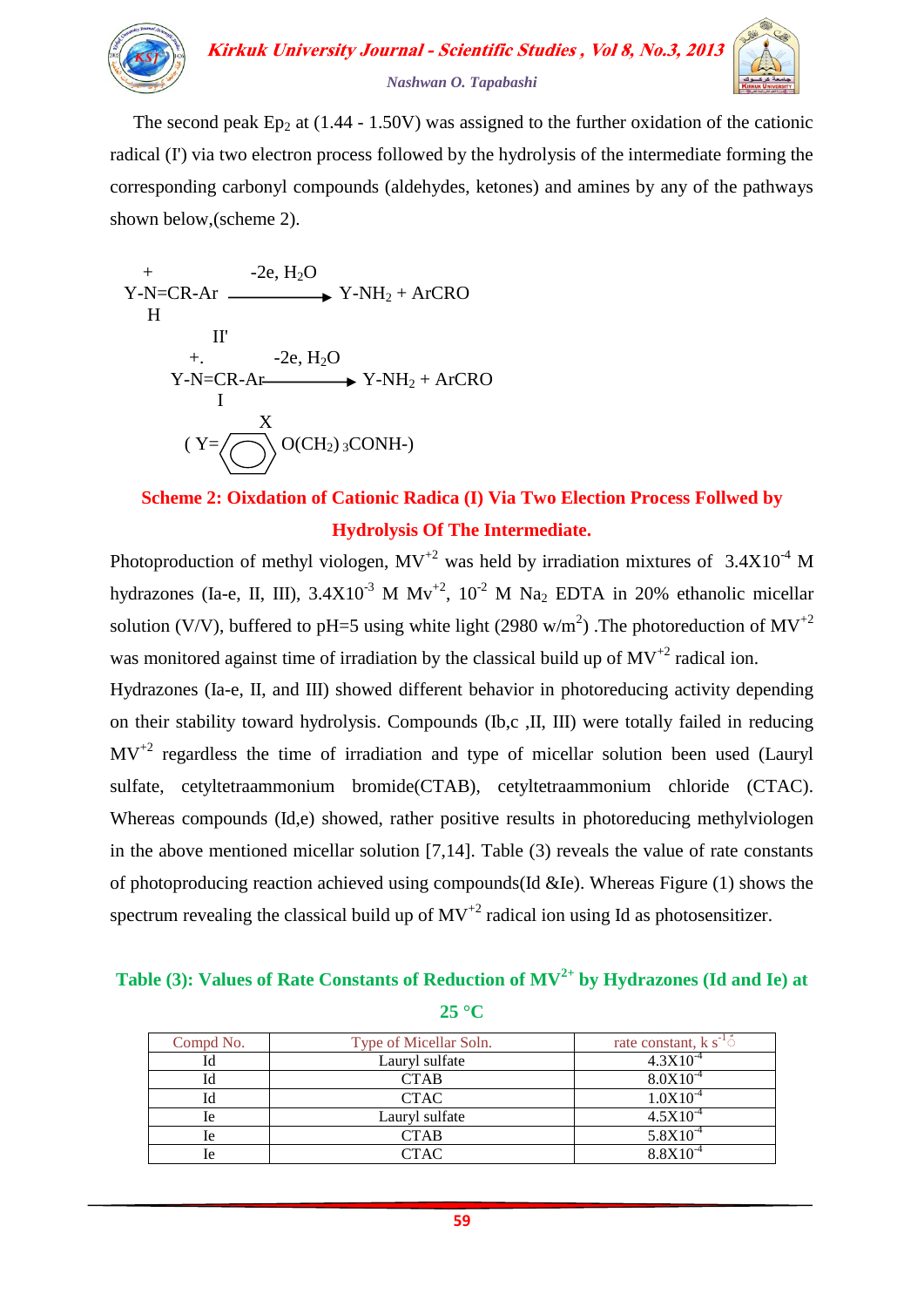The second peak $Ep_2$ at (1.44 - 1.50V) was assigned to the further oxidation of the cationic radical (I') via two electron process followed by the hydrolysis of the intermediate forming the corresponding carbonyl compounds (aldehydes, ketones) and amines by any of the pathways shown below,(scheme 2).

$$\underset{\text{II'}}{\overset{+}{\underset{\text{H}}{\text{Y-N}}}\text{=CR-Ar}} \xrightarrow{-2e,\ H_2O} \text{Y-NH}_2 + \text{ArCRO}$$

$$\underset{\text{I}}{\overset{+.}{\text{Y-N}}\text{=CR-Ar}} \xrightarrow{-2e,\ H_2O} \text{Y-NH}_2 + \text{ArCRO}$$

( Y= X-substituted benzene ring –O(CH$_2$)$_3$CONH-)

**Scheme 2: Oixdation of Cationic Radica (I) Via Two Election Process Follwed by Hydrolysis Of The Intermediate.**

Photoproduction of methyl viologen, $MV^{+2}$ was held by irradiation mixtures of $3.4X10^{-4}$ M hydrazones (Ia-e, II, III), $3.4X10^{-3}$ M $Mv^{+2}$, $10^{-2}$ M $Na_2$ EDTA in 20% ethanolic micellar solution (V/V), buffered to pH=5 using white light (2980 w/m$^2$) .The photoreduction of $MV^{+2}$ was monitored against time of irradiation by the classical build up of $MV^{+2}$ radical ion.

Hydrazones (Ia-e, II, and III) showed different behavior in photoreducing activity depending on their stability toward hydrolysis. Compounds (Ib,c ,II, III) were totally failed in reducing $MV^{+2}$ regardless the time of irradiation and type of micellar solution been used (Lauryl sulfate, cetyltetraammonium bromide(CTAB), cetyltetraammonium chloride (CTAC). Whereas compounds (Id,e) showed, rather positive results in photoreducing methylviologen in the above mentioned micellar solution [7,14]. Table (3) reveals the value of rate constants of photoproducing reaction achieved using compounds(Id &Ie). Whereas Figure (1) shows the spectrum revealing the classical build up of $MV^{+2}$ radical ion using Id as photosensitizer.

**Table (3): Values of Rate Constants of Reduction of $MV^{2+}$ by Hydrazones (Id and Ie) at 25 °C**

| Compd No. | Type of Micellar Soln. | rate constant, k $s^{-1}$ |
|---|---|---|
| Id | Lauryl sulfate | $4.3X10^{-4}$ |
| Id | CTAB | $8.0X10^{-4}$ |
| Id | CTAC | $1.0X10^{-4}$ |
| Ie | Lauryl sulfate | $4.5X10^{-4}$ |
| Ie | CTAB | $5.8X10^{-4}$ |
| Ie | CTAC | $8.8X10^{-4}$ |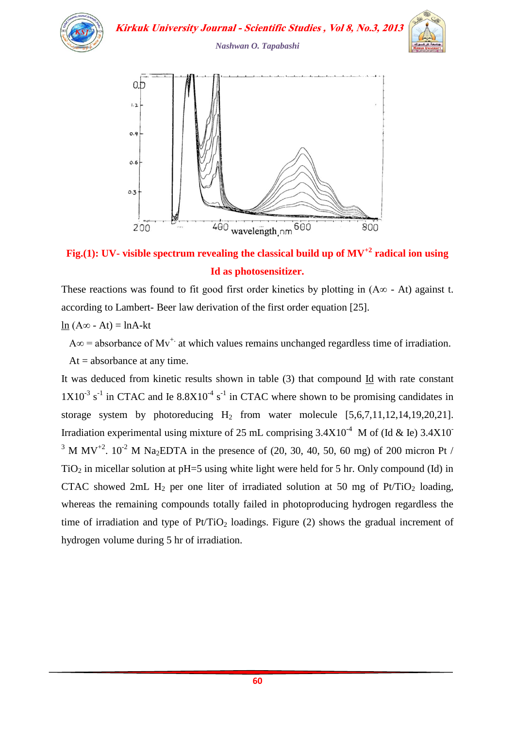**Fig.(1): UV- visible spectrum revealing the classical build up of $MV^{+2}$ radical ion using Id as photosensitizer.**

These reactions was found to fit good first order kinetics by plotting in (A∞ - At) against t. according to Lambert- Beer law derivation of the first order equation [25].

$\ln (A_\infty - A_t) = \ln A - kt$

A∞ = absorbance of $Mv^{+\cdot}$ at which values remains unchanged regardless time of irradiation.

At = absorbance at any time.

It was deduced from kinetic results shown in table (3) that compound Id with rate constant $1X10^{-3}$ $s^{-1}$ in CTAC and Ie $8.8X10^{-4}$ $s^{-1}$ in CTAC where shown to be promising candidates in storage system by photoreducing $H_2$ from water molecule [5,6,7,11,12,14,19,20,21]. Irradiation experimental using mixture of 25 mL comprising $3.4X10^{-4}$ M of (Id & Ie) $3.4X10^{-3}$ M $MV^{+2}$. $10^{-2}$ M $Na_2EDTA$ in the presence of (20, 30, 40, 50, 60 mg) of 200 micron Pt / $TiO_2$ in micellar solution at pH=5 using white light were held for 5 hr. Only compound (Id) in CTAC showed 2mL $H_2$ per one liter of irradiated solution at 50 mg of $Pt/TiO_2$ loading, whereas the remaining compounds totally failed in photoproducing hydrogen regardless the time of irradiation and type of $Pt/TiO_2$ loadings. Figure (2) shows the gradual increment of hydrogen volume during 5 hr of irradiation.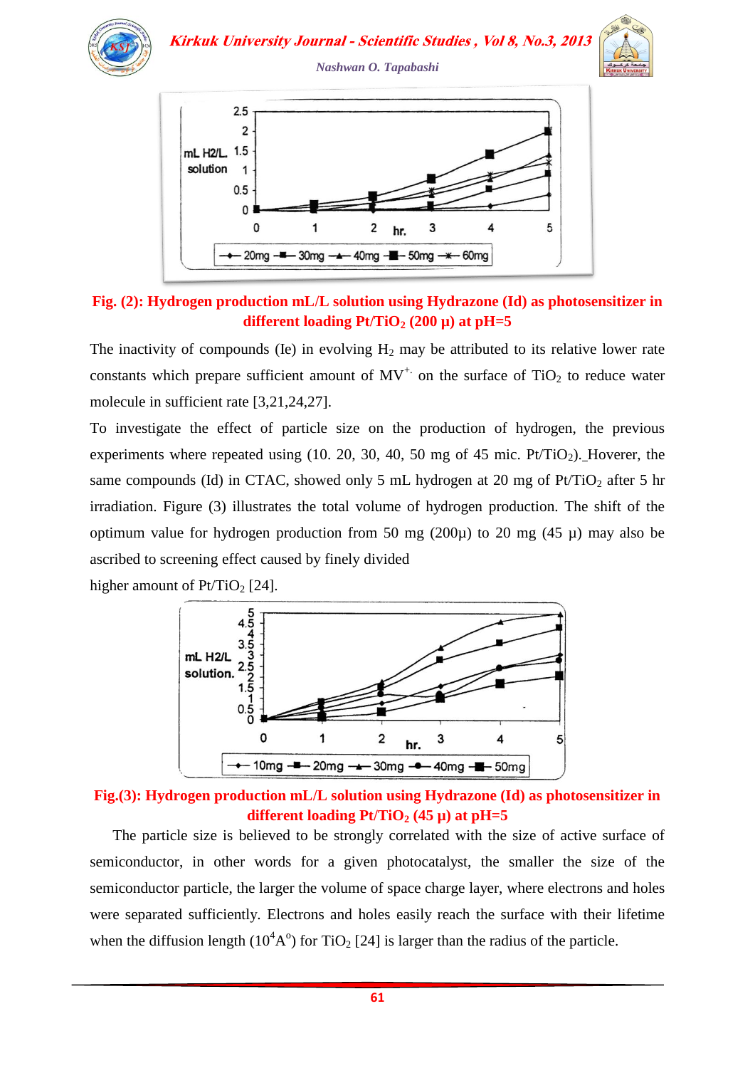**Fig. (2): Hydrogen production mL/L solution using Hydrazone (Id) as photosensitizer in different loading $Pt/TiO_2$ (200 µ) at pH=5**

The inactivity of compounds (Ie) in evolving $H_2$ may be attributed to its relative lower rate constants which prepare sufficient amount of $MV^{+\cdot}$ on the surface of $TiO_2$ to reduce water molecule in sufficient rate [3,21,24,27].

To investigate the effect of particle size on the production of hydrogen, the previous experiments where repeated using (10. 20, 30, 40, 50 mg of 45 mic. $Pt/TiO_2$). Hoverer, the same compounds (Id) in CTAC, showed only 5 mL hydrogen at 20 mg of $Pt/TiO_2$ after 5 hr irradiation. Figure (3) illustrates the total volume of hydrogen production. The shift of the optimum value for hydrogen production from 50 mg (200µ) to 20 mg (45 µ) may also be ascribed to screening effect caused by finely divided

higher amount of $Pt/TiO_2$ [24].

**Fig.(3): Hydrogen production mL/L solution using Hydrazone (Id) as photosensitizer in different loading $Pt/TiO_2$ (45 µ) at pH=5**

The particle size is believed to be strongly correlated with the size of active surface of semiconductor, in other words for a given photocatalyst, the smaller the size of the semiconductor particle, the larger the volume of space charge layer, where electrons and holes were separated sufficiently. Electrons and holes easily reach the surface with their lifetime when the diffusion length ($10^4 A^o$) for $TiO_2$ [24] is larger than the radius of the particle.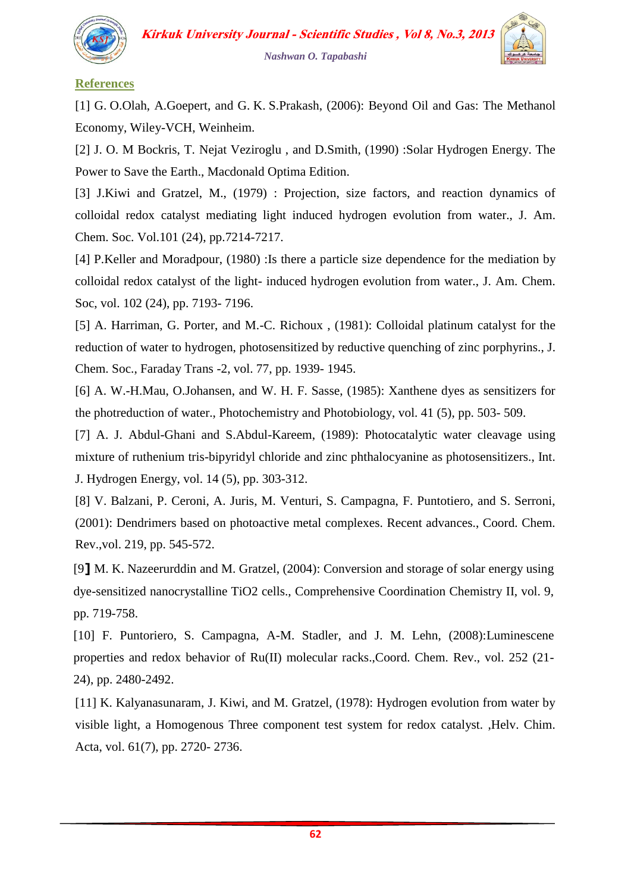## References

[1] G. O.Olah, A.Goepert, and G. K. S.Prakash, (2006): Beyond Oil and Gas: The Methanol Economy, Wiley-VCH, Weinheim.

[2] J. O. M Bockris, T. Nejat Veziroglu , and D.Smith, (1990) :Solar Hydrogen Energy. The Power to Save the Earth., Macdonald Optima Edition.

[3] J.Kiwi and Gratzel, M., (1979) : Projection, size factors, and reaction dynamics of colloidal redox catalyst mediating light induced hydrogen evolution from water., J. Am. Chem. Soc. Vol.101 (24), pp.7214-7217.

[4] P.Keller and Moradpour, (1980) :Is there a particle size dependence for the mediation by colloidal redox catalyst of the light- induced hydrogen evolution from water., J. Am. Chem. Soc, vol. 102 (24), pp. 7193- 7196.

[5] A. Harriman, G. Porter, and M.-C. Richoux , (1981): Colloidal platinum catalyst for the reduction of water to hydrogen, photosensitized by reductive quenching of zinc porphyrins., J. Chem. Soc., Faraday Trans -2, vol. 77, pp. 1939- 1945.

[6] A. W.-H.Mau, O.Johansen, and W. H. F. Sasse, (1985): Xanthene dyes as sensitizers for the photreduction of water., Photochemistry and Photobiology, vol. 41 (5), pp. 503- 509.

[7] A. J. Abdul-Ghani and S.Abdul-Kareem, (1989): Photocatalytic water cleavage using mixture of ruthenium tris-bipyridyl chloride and zinc phthalocyanine as photosensitizers., Int. J. Hydrogen Energy, vol. 14 (5), pp. 303-312.

[8] V. Balzani, P. Ceroni, A. Juris, M. Venturi, S. Campagna, F. Puntotiero, and S. Serroni, (2001): Dendrimers based on photoactive metal complexes. Recent advances., Coord. Chem. Rev.,vol. 219, pp. 545-572.

[9] M. K. Nazeerurddin and M. Gratzel, (2004): Conversion and storage of solar energy using dye-sensitized nanocrystalline TiO2 cells., Comprehensive Coordination Chemistry II, vol. 9, pp. 719-758.

[10] F. Puntoriero, S. Campagna, A-M. Stadler, and J. M. Lehn, (2008):Luminescene properties and redox behavior of Ru(II) molecular racks.,Coord. Chem. Rev., vol. 252 (21-24), pp. 2480-2492.

[11] K. Kalyanasunaram, J. Kiwi, and M. Gratzel, (1978): Hydrogen evolution from water by visible light, a Homogenous Three component test system for redox catalyst. ,Helv. Chim. Acta, vol. 61(7), pp. 2720- 2736.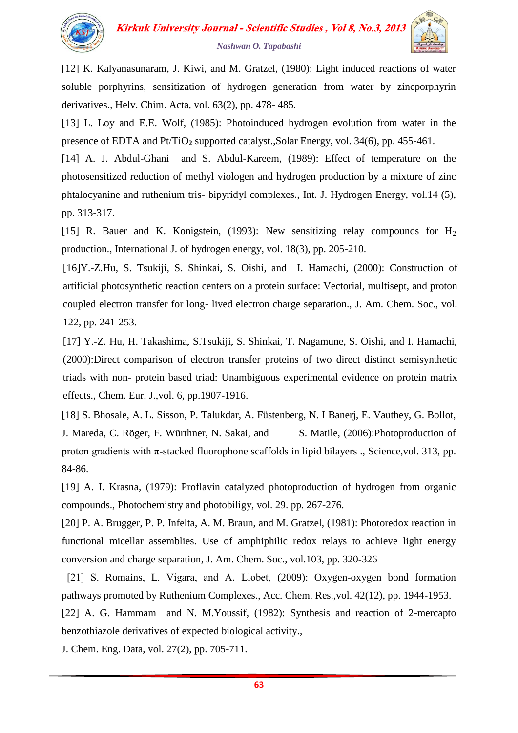[12] K. Kalyanasunaram, J. Kiwi, and M. Gratzel, (1980): Light induced reactions of water soluble porphyrins, sensitization of hydrogen generation from water by zincporphyrin derivatives., Helv. Chim. Acta, vol. 63(2), pp. 478- 485.

[13] L. Loy and E.E. Wolf, (1985): Photoinduced hydrogen evolution from water in the presence of EDTA and $Pt/TiO_2$ supported catalyst.,Solar Energy, vol. 34(6), pp. 455-461.

[14] A. J. Abdul-Ghani and S. Abdul-Kareem, (1989): Effect of temperature on the photosensitized reduction of methyl viologen and hydrogen production by a mixture of zinc phtalocyanine and ruthenium tris- bipyridyl complexes., Int. J. Hydrogen Energy, vol.14 (5), pp. 313-317.

[15] R. Bauer and K. Konigstein, (1993): New sensitizing relay compounds for $H_2$ production., International J. of hydrogen energy, vol. 18(3), pp. 205-210.

[16]Y.-Z.Hu, S. Tsukiji, S. Shinkai, S. Oishi, and I. Hamachi, (2000): Construction of artificial photosynthetic reaction centers on a protein surface: Vectorial, multisept, and proton coupled electron transfer for long- lived electron charge separation., J. Am. Chem. Soc., vol. 122, pp. 241-253.

[17] Y.-Z. Hu, H. Takashima, S.Tsukiji, S. Shinkai, T. Nagamune, S. Oishi, and I. Hamachi, (2000):Direct comparison of electron transfer proteins of two direct distinct semisynthetic triads with non- protein based triad: Unambiguous experimental evidence on protein matrix effects., Chem. Eur. J.,vol. 6, pp.1907-1916.

[18] S. Bhosale, A. L. Sisson, P. Talukdar, A. Füstenberg, N. I Banerj, E. Vauthey, G. Bollot, J. Mareda, C. Röger, F. Würthner, N. Sakai, and S. Matile, (2006):Photoproduction of proton gradients with π-stacked fluorophone scaffolds in lipid bilayers ., Science,vol. 313, pp. 84-86.

[19] A. I. Krasna, (1979): Proflavin catalyzed photoproduction of hydrogen from organic compounds., Photochemistry and photobiligy, vol. 29. pp. 267-276.

[20] P. A. Brugger, P. P. Infelta, A. M. Braun, and M. Gratzel, (1981): Photoredox reaction in functional micellar assemblies. Use of amphiphilic redox relays to achieve light energy conversion and charge separation, J. Am. Chem. Soc., vol.103, pp. 320-326

[21] S. Romains, L. Vigara, and A. Llobet, (2009): Oxygen-oxygen bond formation pathways promoted by Ruthenium Complexes., Acc. Chem. Res.,vol. 42(12), pp. 1944-1953.

[22] A. G. Hammam and N. M.Youssif, (1982): Synthesis and reaction of 2-mercapto benzothiazole derivatives of expected biological activity.,
J. Chem. Eng. Data, vol. 27(2), pp. 705-711.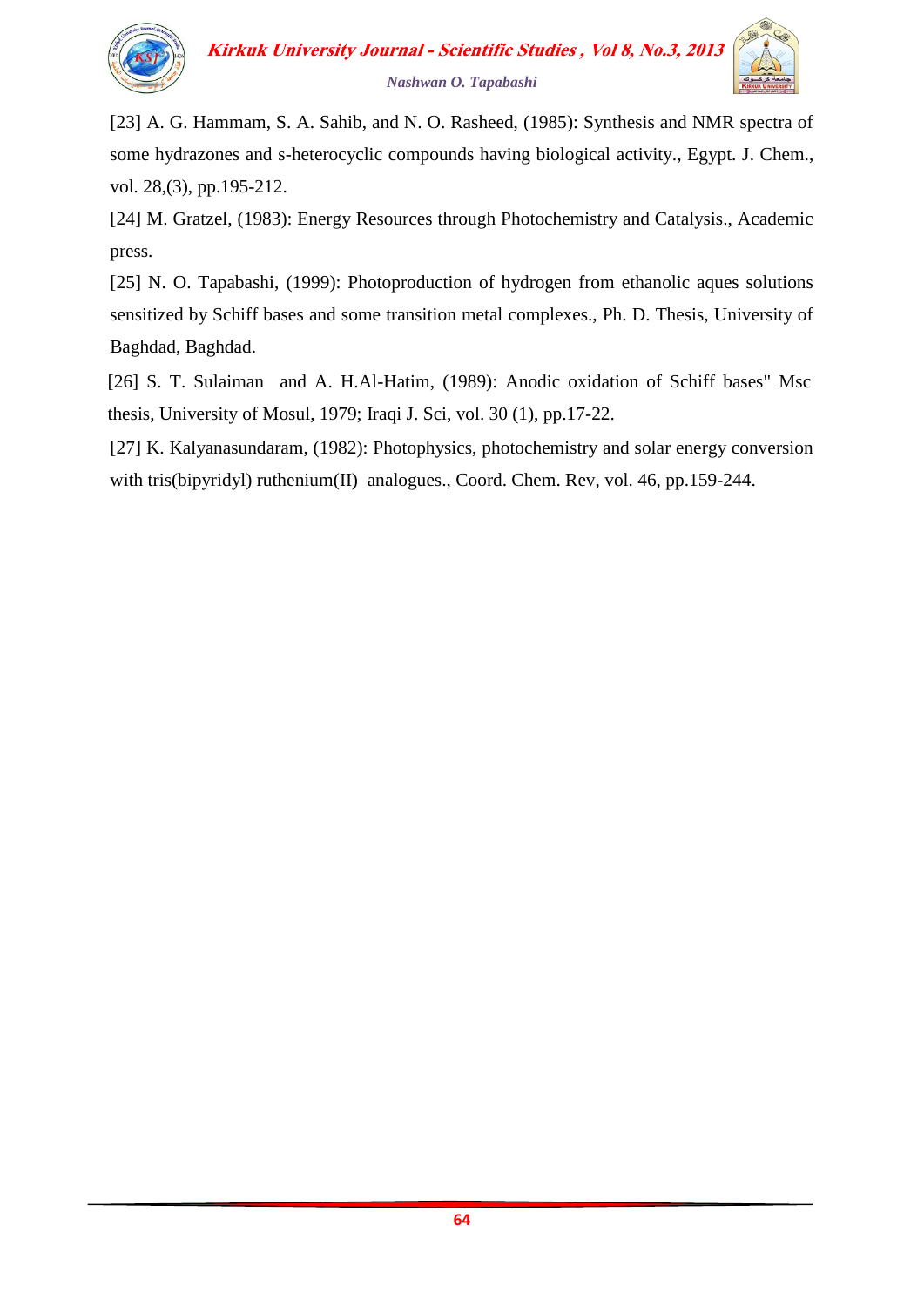[23] A. G. Hammam, S. A. Sahib, and N. O. Rasheed, (1985): Synthesis and NMR spectra of some hydrazones and s-heterocyclic compounds having biological activity., Egypt. J. Chem., vol. 28,(3), pp.195-212.

[24] M. Gratzel, (1983): Energy Resources through Photochemistry and Catalysis., Academic press.

[25] N. O. Tapabashi, (1999): Photoproduction of hydrogen from ethanolic aques solutions sensitized by Schiff bases and some transition metal complexes., Ph. D. Thesis, University of Baghdad, Baghdad.

[26] S. T. Sulaiman and A. H.Al-Hatim, (1989): Anodic oxidation of Schiff bases" Msc thesis, University of Mosul, 1979; Iraqi J. Sci, vol. 30 (1), pp.17-22.

[27] K. Kalyanasundaram, (1982): Photophysics, photochemistry and solar energy conversion with tris(bipyridyl) ruthenium(II) analogues., Coord. Chem. Rev, vol. 46, pp.159-244.